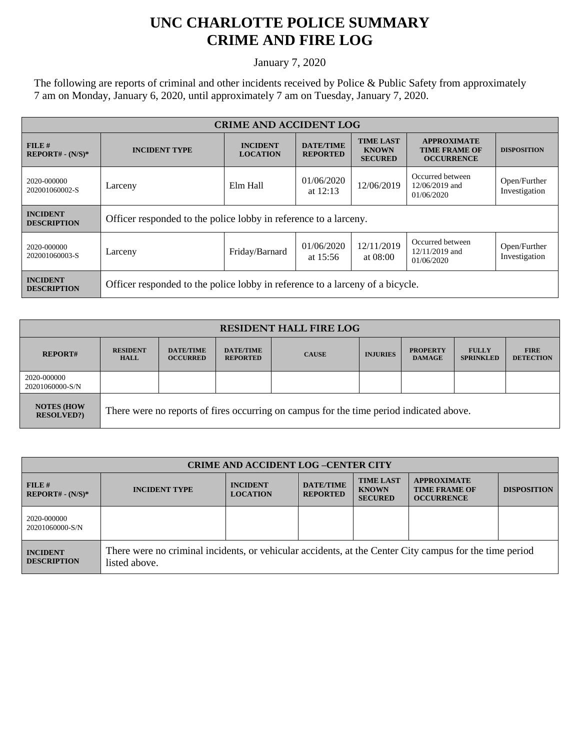# UNC CHARLOTTE POLICE SUMMARY
# CRIME AND FIRE LOG

January 7, 2020

The following are reports of criminal and other incidents received by Police & Public Safety from approximately 7 am on Monday, January 6, 2020, until approximately 7 am on Tuesday, January 7, 2020.

| CRIME AND ACCIDENT LOG | | | | | | |
|---|---|---|---|---|---|---|
| **FILE # REPORT# - (N/S)*** | **INCIDENT TYPE** | **INCIDENT LOCATION** | **DATE/TIME REPORTED** | **TIME LAST KNOWN SECURED** | **APPROXIMATE TIME FRAME OF OCCURRENCE** | **DISPOSITION** |
| 2020-000000 202001060002-S | Larceny | Elm Hall | 01/06/2020 at 12:13 | 12/06/2019 | Occurred between 12/06/2019 and 01/06/2020 | Open/Further Investigation |
| **INCIDENT DESCRIPTION** | Officer responded to the police lobby in reference to a larceny. | | | | | |
| 2020-000000 202001060003-S | Larceny | Friday/Barnard | 01/06/2020 at 15:56 | 12/11/2019 at 08:00 | Occurred between 12/11/2019 and 01/06/2020 | Open/Further Investigation |
| **INCIDENT DESCRIPTION** | Officer responded to the police lobby in reference to a larceny of a bicycle. | | | | | |

| RESIDENT HALL FIRE LOG | | | | | | | | |
|---|---|---|---|---|---|---|---|---|
| **REPORT#** | **RESIDENT HALL** | **DATE/TIME OCCURRED** | **DATE/TIME REPORTED** | **CAUSE** | **INJURIES** | **PROPERTY DAMAGE** | **FULLY SPRINKLED** | **FIRE DETECTION** |
| 2020-000000 20201060000-S/N | | | | | | | | |
| **NOTES (HOW RESOLVED?)** | There were no reports of fires occurring on campus for the time period indicated above. | | | | | | | |

| CRIME AND ACCIDENT LOG –CENTER CITY | | | | | | |
|---|---|---|---|---|---|---|
| **FILE # REPORT# - (N/S)*** | **INCIDENT TYPE** | **INCIDENT LOCATION** | **DATE/TIME REPORTED** | **TIME LAST KNOWN SECURED** | **APPROXIMATE TIME FRAME OF OCCURRENCE** | **DISPOSITION** |
| 2020-000000 20201060000-S/N | | | | | | |
| **INCIDENT DESCRIPTION** | There were no criminal incidents, or vehicular accidents, at the Center City campus for the time period listed above. | | | | | |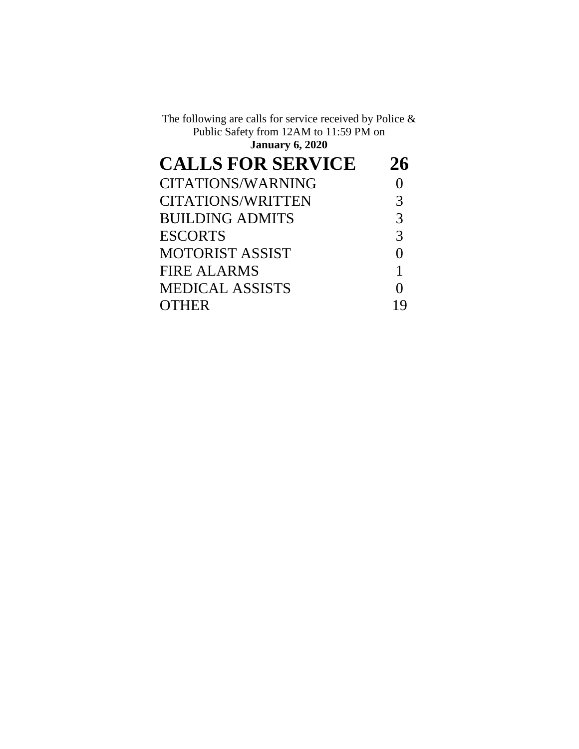The following are calls for service received by Police & Public Safety from 12AM to 11:59 PM on

**January 6, 2020**

| **CALLS FOR SERVICE** | **26** |
|---|---|
| CITATIONS/WARNING | 0 |
| CITATIONS/WRITTEN | 3 |
| BUILDING ADMITS | 3 |
| ESCORTS | 3 |
| MOTORIST ASSIST | 0 |
| FIRE ALARMS | 1 |
| MEDICAL ASSISTS | 0 |
| OTHER | 19 |